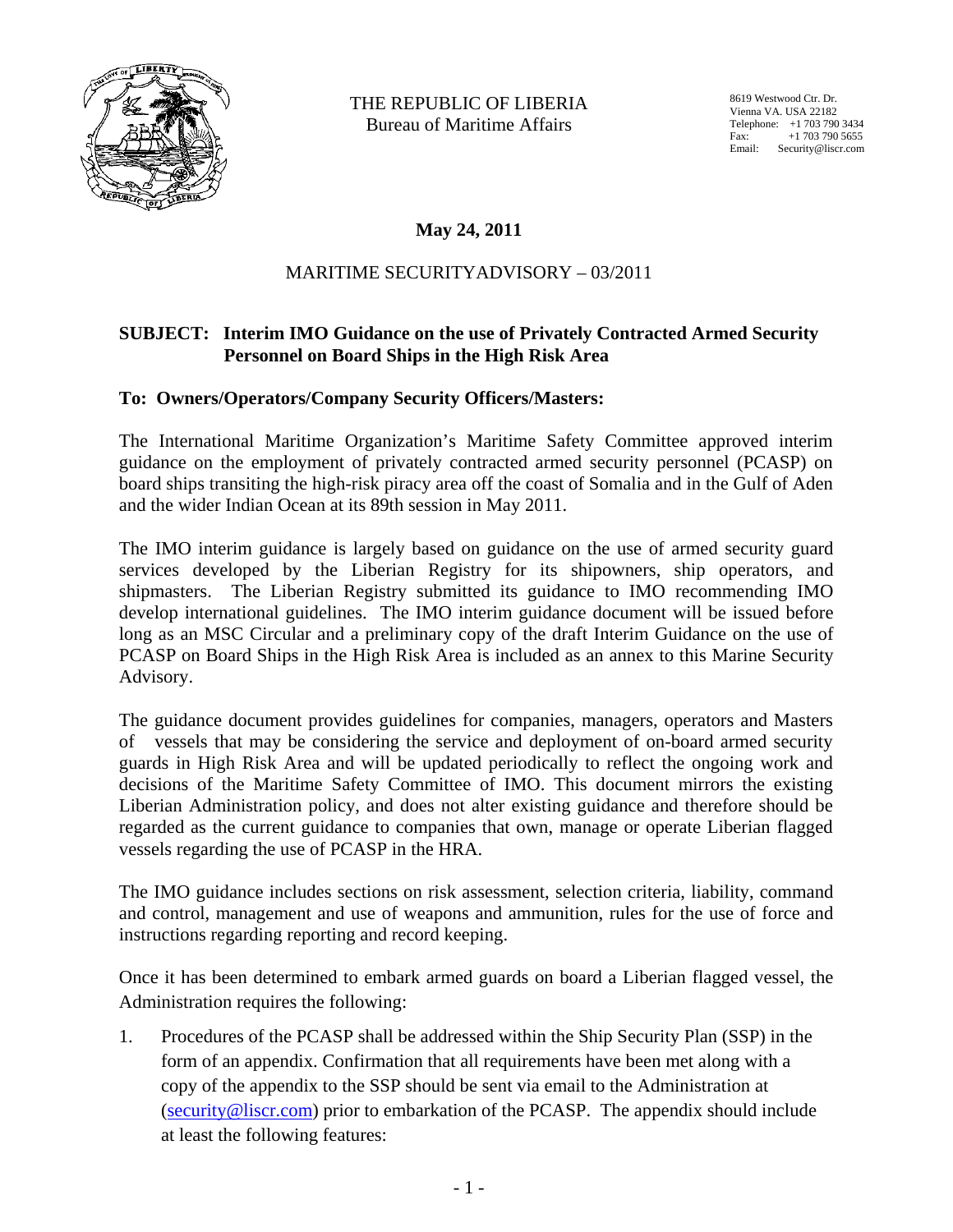THE REPUBLIC OF LIBERIA
Bureau of Maritime Affairs

8619 Westwood Ctr. Dr.
Vienna VA. USA 22182
Telephone: +1 703 790 3434
Fax: +1 703 790 5655
Email: Security@liscr.com

**May 24, 2011**

MARITIME SECURITYADVISORY – 03/2011

**SUBJECT: Interim IMO Guidance on the use of Privately Contracted Armed Security Personnel on Board Ships in the High Risk Area**

**To: Owners/Operators/Company Security Officers/Masters:**

The International Maritime Organization's Maritime Safety Committee approved interim guidance on the employment of privately contracted armed security personnel (PCASP) on board ships transiting the high-risk piracy area off the coast of Somalia and in the Gulf of Aden and the wider Indian Ocean at its 89th session in May 2011.

The IMO interim guidance is largely based on guidance on the use of armed security guard services developed by the Liberian Registry for its shipowners, ship operators, and shipmasters. The Liberian Registry submitted its guidance to IMO recommending IMO develop international guidelines. The IMO interim guidance document will be issued before long as an MSC Circular and a preliminary copy of the draft Interim Guidance on the use of PCASP on Board Ships in the High Risk Area is included as an annex to this Marine Security Advisory.

The guidance document provides guidelines for companies, managers, operators and Masters of vessels that may be considering the service and deployment of on-board armed security guards in High Risk Area and will be updated periodically to reflect the ongoing work and decisions of the Maritime Safety Committee of IMO. This document mirrors the existing Liberian Administration policy, and does not alter existing guidance and therefore should be regarded as the current guidance to companies that own, manage or operate Liberian flagged vessels regarding the use of PCASP in the HRA.

The IMO guidance includes sections on risk assessment, selection criteria, liability, command and control, management and use of weapons and ammunition, rules for the use of force and instructions regarding reporting and record keeping.

Once it has been determined to embark armed guards on board a Liberian flagged vessel, the Administration requires the following:

1. Procedures of the PCASP shall be addressed within the Ship Security Plan (SSP) in the form of an appendix. Confirmation that all requirements have been met along with a copy of the appendix to the SSP should be sent via email to the Administration at (security@liscr.com) prior to embarkation of the PCASP. The appendix should include at least the following features: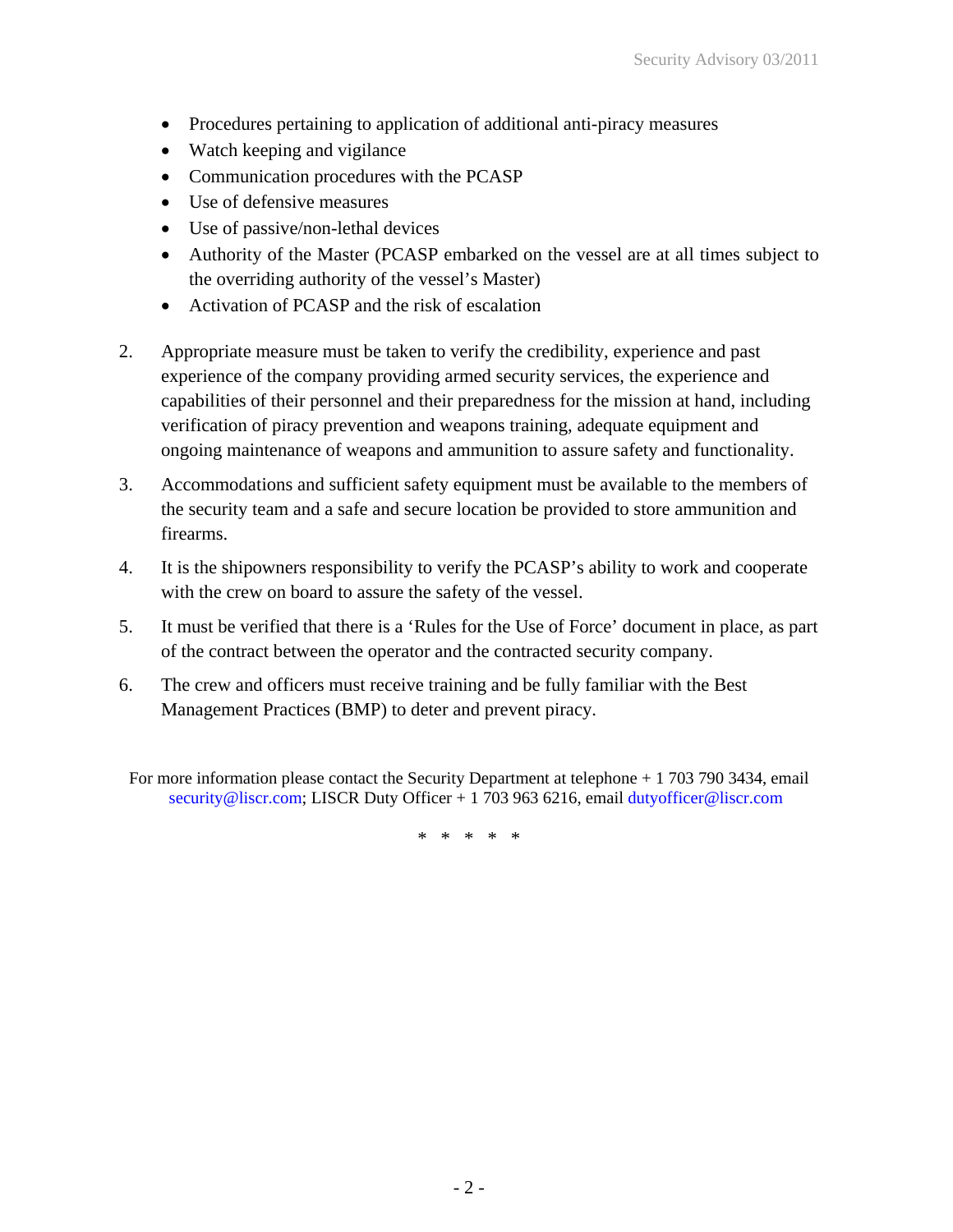- Procedures pertaining to application of additional anti-piracy measures
- Watch keeping and vigilance
- Communication procedures with the PCASP
- Use of defensive measures
- Use of passive/non-lethal devices
- Authority of the Master (PCASP embarked on the vessel are at all times subject to the overriding authority of the vessel's Master)
- Activation of PCASP and the risk of escalation

2. Appropriate measure must be taken to verify the credibility, experience and past experience of the company providing armed security services, the experience and capabilities of their personnel and their preparedness for the mission at hand, including verification of piracy prevention and weapons training, adequate equipment and ongoing maintenance of weapons and ammunition to assure safety and functionality.

3. Accommodations and sufficient safety equipment must be available to the members of the security team and a safe and secure location be provided to store ammunition and firearms.

4. It is the shipowners responsibility to verify the PCASP's ability to work and cooperate with the crew on board to assure the safety of the vessel.

5. It must be verified that there is a 'Rules for the Use of Force' document in place, as part of the contract between the operator and the contracted security company.

6. The crew and officers must receive training and be fully familiar with the Best Management Practices (BMP) to deter and prevent piracy.

For more information please contact the Security Department at telephone + 1 703 790 3434, email security@liscr.com; LISCR Duty Officer + 1 703 963 6216, email dutyofficer@liscr.com

\* \* \* \* \*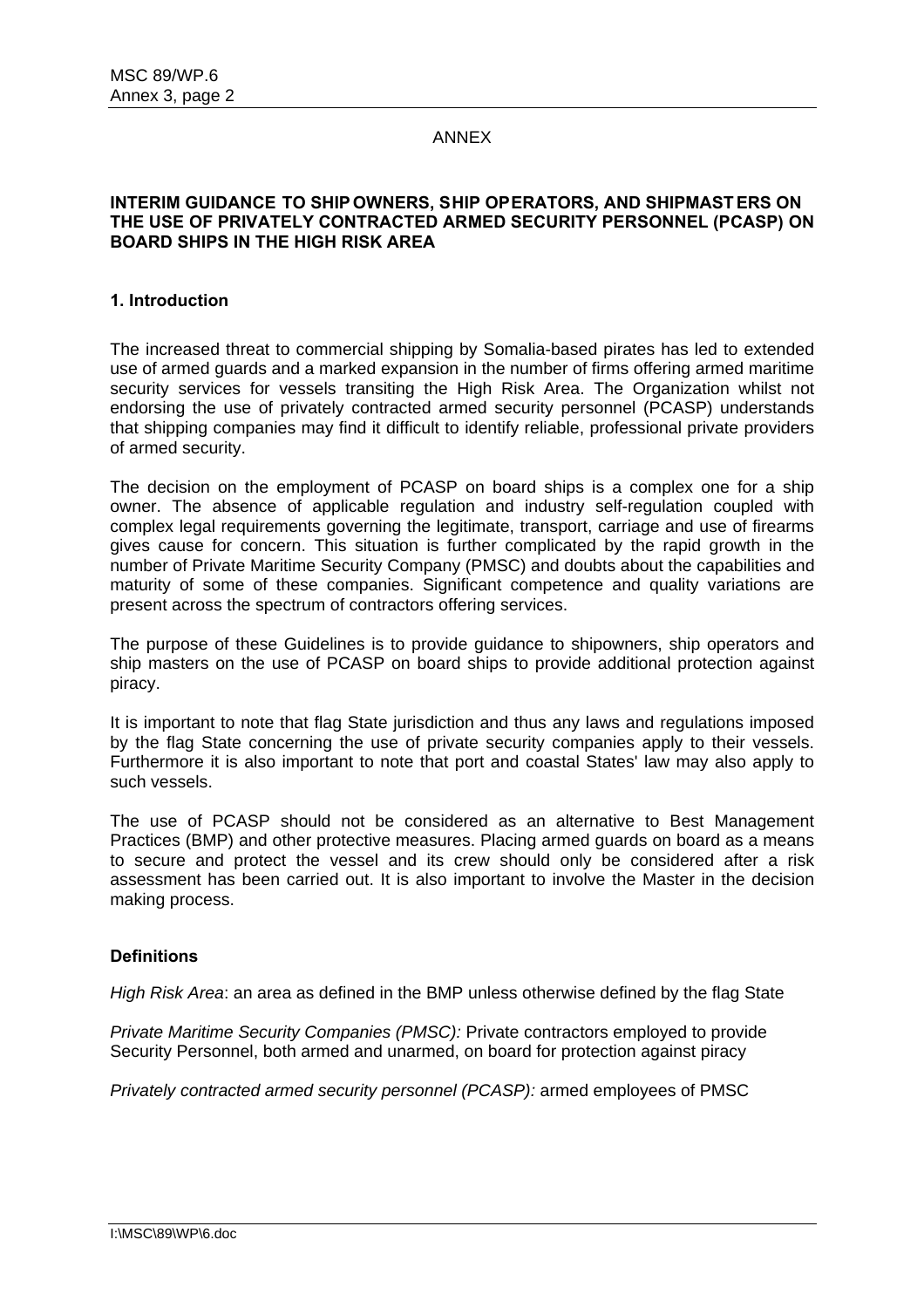ANNEX

**INTERIM GUIDANCE TO SHIPOWNERS, SHIP OPERATORS, AND SHIPMASTERS ON THE USE OF PRIVATELY CONTRACTED ARMED SECURITY PERSONNEL (PCASP) ON BOARD SHIPS IN THE HIGH RISK AREA**

## 1. Introduction

The increased threat to commercial shipping by Somalia-based pirates has led to extended use of armed guards and a marked expansion in the number of firms offering armed maritime security services for vessels transiting the High Risk Area. The Organization whilst not endorsing the use of privately contracted armed security personnel (PCASP) understands that shipping companies may find it difficult to identify reliable, professional private providers of armed security.

The decision on the employment of PCASP on board ships is a complex one for a ship owner. The absence of applicable regulation and industry self-regulation coupled with complex legal requirements governing the legitimate, transport, carriage and use of firearms gives cause for concern. This situation is further complicated by the rapid growth in the number of Private Maritime Security Company (PMSC) and doubts about the capabilities and maturity of some of these companies. Significant competence and quality variations are present across the spectrum of contractors offering services.

The purpose of these Guidelines is to provide guidance to shipowners, ship operators and ship masters on the use of PCASP on board ships to provide additional protection against piracy.

It is important to note that flag State jurisdiction and thus any laws and regulations imposed by the flag State concerning the use of private security companies apply to their vessels. Furthermore it is also important to note that port and coastal States' law may also apply to such vessels.

The use of PCASP should not be considered as an alternative to Best Management Practices (BMP) and other protective measures. Placing armed guards on board as a means to secure and protect the vessel and its crew should only be considered after a risk assessment has been carried out. It is also important to involve the Master in the decision making process.

### Definitions

*High Risk Area*: an area as defined in the BMP unless otherwise defined by the flag State

*Private Maritime Security Companies (PMSC):* Private contractors employed to provide Security Personnel, both armed and unarmed, on board for protection against piracy

*Privately contracted armed security personnel (PCASP):* armed employees of PMSC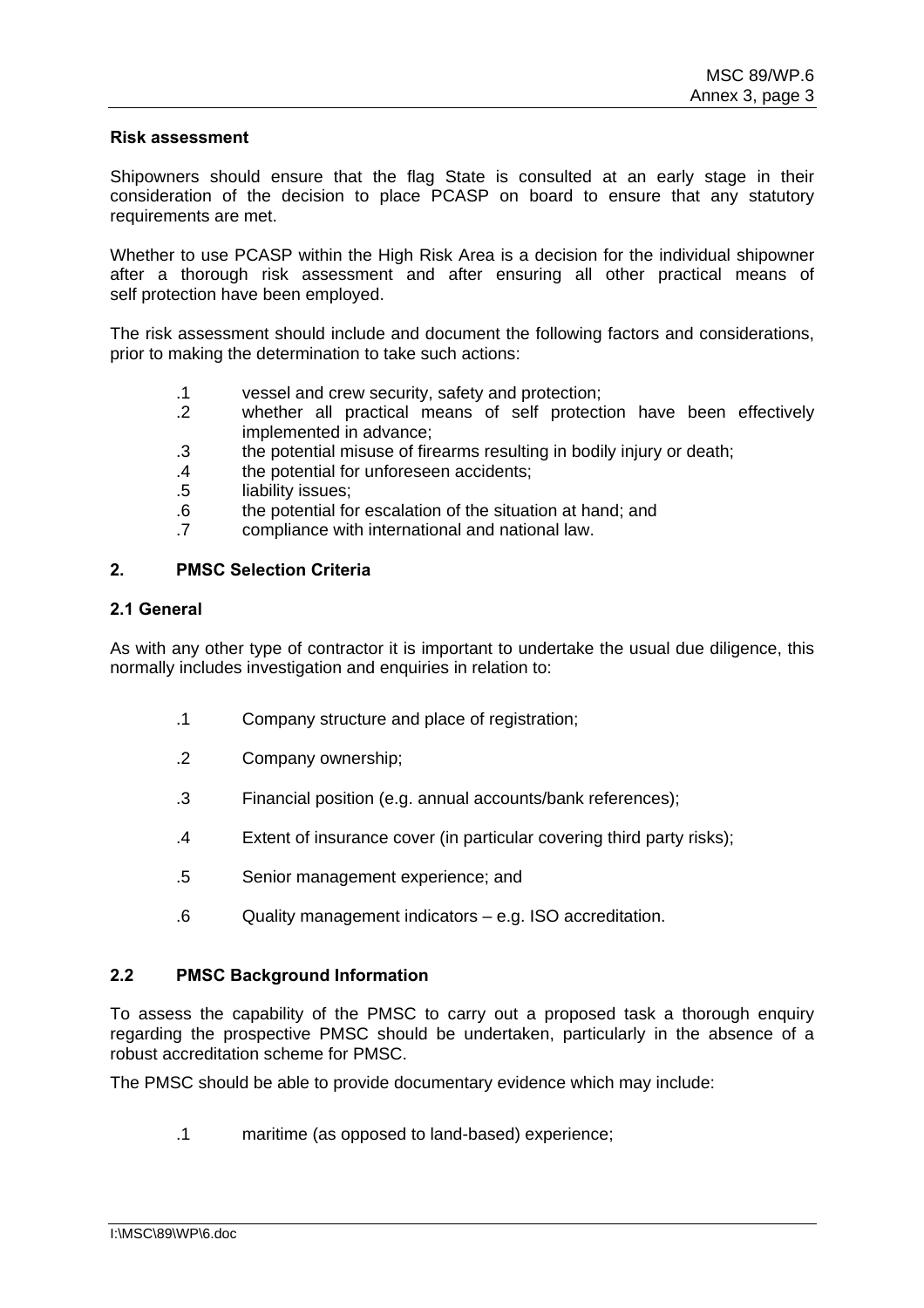**Risk assessment**

Shipowners should ensure that the flag State is consulted at an early stage in their consideration of the decision to place PCASP on board to ensure that any statutory requirements are met.

Whether to use PCASP within the High Risk Area is a decision for the individual shipowner after a thorough risk assessment and after ensuring all other practical means of self protection have been employed.

The risk assessment should include and document the following factors and considerations, prior to making the determination to take such actions:

.1 vessel and crew security, safety and protection;

.2 whether all practical means of self protection have been effectively implemented in advance;

.3 the potential misuse of firearms resulting in bodily injury or death;

.4 the potential for unforeseen accidents;

.5 liability issues;

.6 the potential for escalation of the situation at hand; and

.7 compliance with international and national law.

## 2. PMSC Selection Criteria

### 2.1 General

As with any other type of contractor it is important to undertake the usual due diligence, this normally includes investigation and enquiries in relation to:

.1 Company structure and place of registration;

.2 Company ownership;

.3 Financial position (e.g. annual accounts/bank references);

.4 Extent of insurance cover (in particular covering third party risks);

.5 Senior management experience; and

.6 Quality management indicators – e.g. ISO accreditation.

### 2.2 PMSC Background Information

To assess the capability of the PMSC to carry out a proposed task a thorough enquiry regarding the prospective PMSC should be undertaken, particularly in the absence of a robust accreditation scheme for PMSC.

The PMSC should be able to provide documentary evidence which may include:

.1 maritime (as opposed to land-based) experience;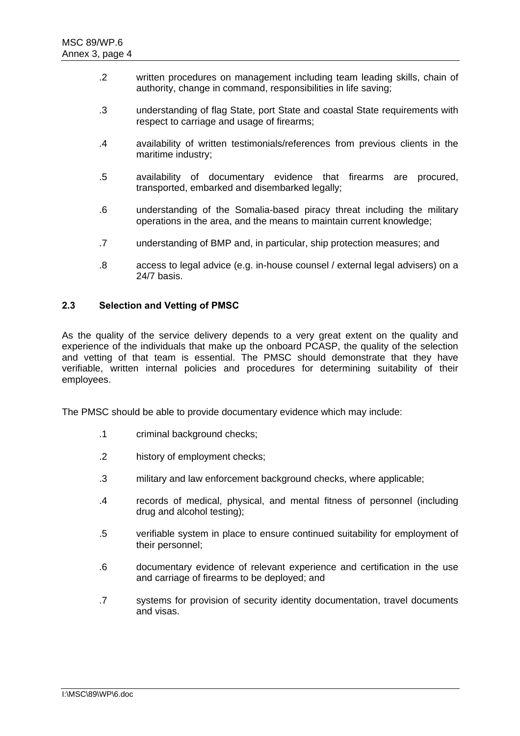.2 written procedures on management including team leading skills, chain of authority, change in command, responsibilities in life saving;

.3 understanding of flag State, port State and coastal State requirements with respect to carriage and usage of firearms;

.4 availability of written testimonials/references from previous clients in the maritime industry;

.5 availability of documentary evidence that firearms are procured, transported, embarked and disembarked legally;

.6 understanding of the Somalia-based piracy threat including the military operations in the area, and the means to maintain current knowledge;

.7 understanding of BMP and, in particular, ship protection measures; and

.8 access to legal advice (e.g. in-house counsel / external legal advisers) on a 24/7 basis.

### 2.3 Selection and Vetting of PMSC

As the quality of the service delivery depends to a very great extent on the quality and experience of the individuals that make up the onboard PCASP, the quality of the selection and vetting of that team is essential. The PMSC should demonstrate that they have verifiable, written internal policies and procedures for determining suitability of their employees.

The PMSC should be able to provide documentary evidence which may include:

.1 criminal background checks;

.2 history of employment checks;

.3 military and law enforcement background checks, where applicable;

.4 records of medical, physical, and mental fitness of personnel (including drug and alcohol testing);

.5 verifiable system in place to ensure continued suitability for employment of their personnel;

.6 documentary evidence of relevant experience and certification in the use and carriage of firearms to be deployed; and

.7 systems for provision of security identity documentation, travel documents and visas.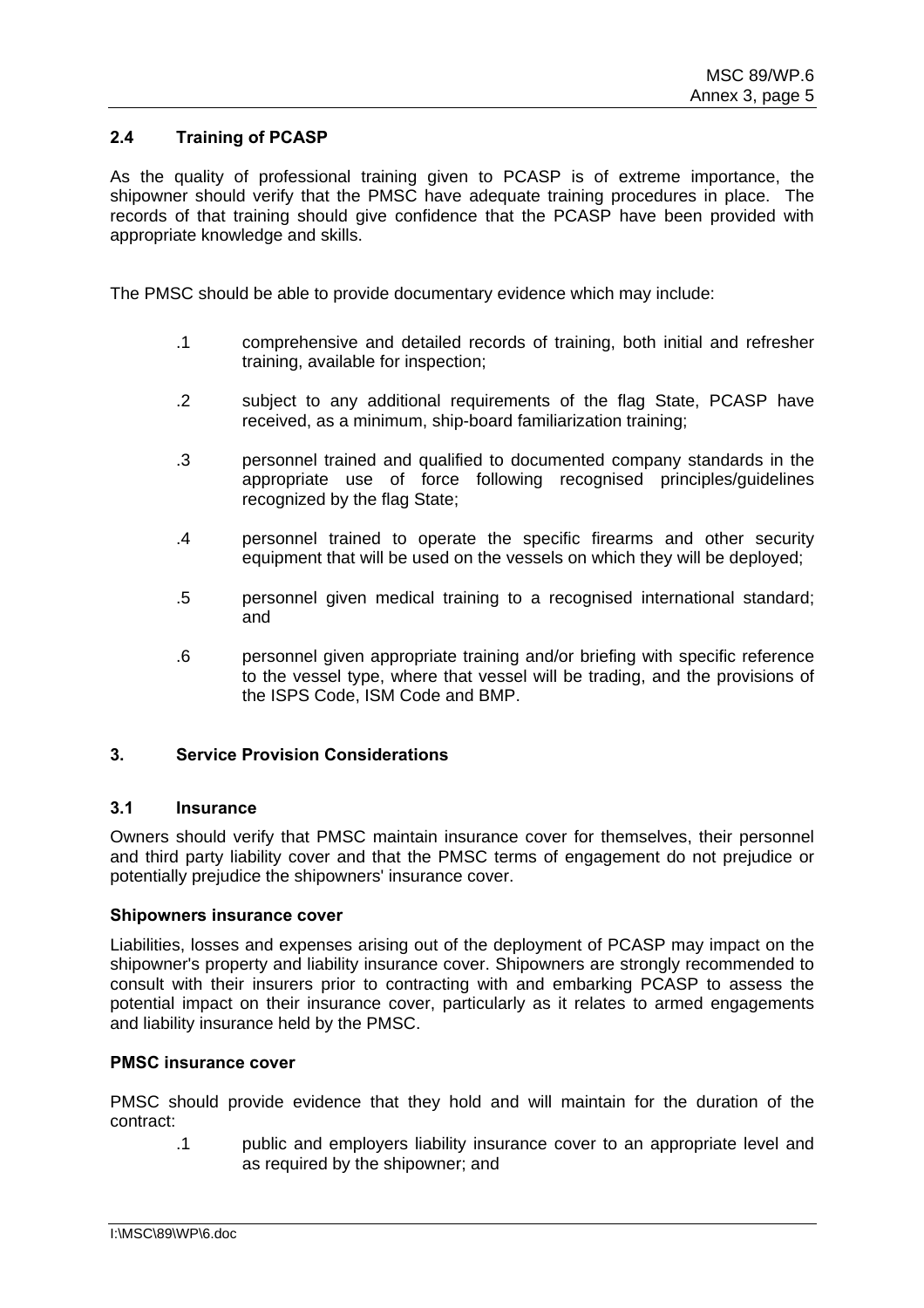### 2.4 Training of PCASP

As the quality of professional training given to PCASP is of extreme importance, the shipowner should verify that the PMSC have adequate training procedures in place. The records of that training should give confidence that the PCASP have been provided with appropriate knowledge and skills.

The PMSC should be able to provide documentary evidence which may include:

.1 comprehensive and detailed records of training, both initial and refresher training, available for inspection;

.2 subject to any additional requirements of the flag State, PCASP have received, as a minimum, ship-board familiarization training;

.3 personnel trained and qualified to documented company standards in the appropriate use of force following recognised principles/guidelines recognized by the flag State;

.4 personnel trained to operate the specific firearms and other security equipment that will be used on the vessels on which they will be deployed;

.5 personnel given medical training to a recognised international standard; and

.6 personnel given appropriate training and/or briefing with specific reference to the vessel type, where that vessel will be trading, and the provisions of the ISPS Code, ISM Code and BMP.

## 3. Service Provision Considerations

### 3.1 Insurance

Owners should verify that PMSC maintain insurance cover for themselves, their personnel and third party liability cover and that the PMSC terms of engagement do not prejudice or potentially prejudice the shipowners' insurance cover.

**Shipowners insurance cover**

Liabilities, losses and expenses arising out of the deployment of PCASP may impact on the shipowner's property and liability insurance cover. Shipowners are strongly recommended to consult with their insurers prior to contracting with and embarking PCASP to assess the potential impact on their insurance cover, particularly as it relates to armed engagements and liability insurance held by the PMSC.

**PMSC insurance cover**

PMSC should provide evidence that they hold and will maintain for the duration of the contract:

.1 public and employers liability insurance cover to an appropriate level and as required by the shipowner; and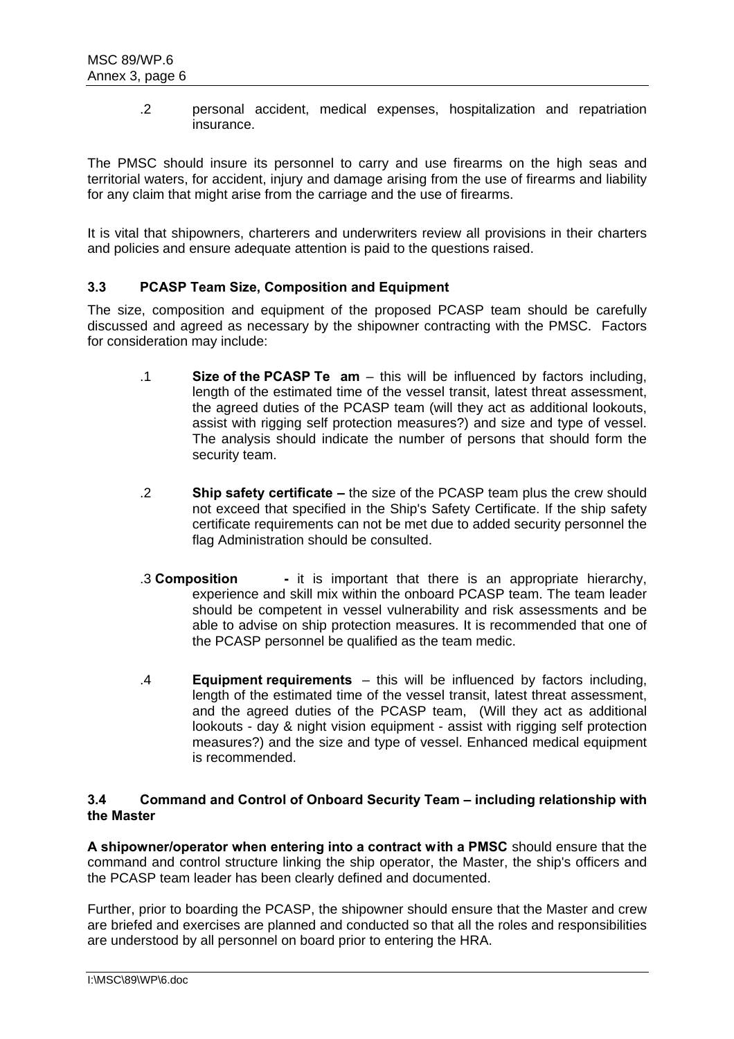.2 personal accident, medical expenses, hospitalization and repatriation insurance.

The PMSC should insure its personnel to carry and use firearms on the high seas and territorial waters, for accident, injury and damage arising from the use of firearms and liability for any claim that might arise from the carriage and the use of firearms.

It is vital that shipowners, charterers and underwriters review all provisions in their charters and policies and ensure adequate attention is paid to the questions raised.

### 3.3 PCASP Team Size, Composition and Equipment

The size, composition and equipment of the proposed PCASP team should be carefully discussed and agreed as necessary by the shipowner contracting with the PMSC. Factors for consideration may include:

.1 **Size of the PCASP Team** – this will be influenced by factors including, length of the estimated time of the vessel transit, latest threat assessment, the agreed duties of the PCASP team (will they act as additional lookouts, assist with rigging self protection measures?) and size and type of vessel. The analysis should indicate the number of persons that should form the security team.

.2 **Ship safety certificate –** the size of the PCASP team plus the crew should not exceed that specified in the Ship's Safety Certificate. If the ship safety certificate requirements can not be met due to added security personnel the flag Administration should be consulted.

.3 **Composition -** it is important that there is an appropriate hierarchy, experience and skill mix within the onboard PCASP team. The team leader should be competent in vessel vulnerability and risk assessments and be able to advise on ship protection measures. It is recommended that one of the PCASP personnel be qualified as the team medic.

.4 **Equipment requirements** – this will be influenced by factors including, length of the estimated time of the vessel transit, latest threat assessment, and the agreed duties of the PCASP team, (Will they act as additional lookouts - day & night vision equipment - assist with rigging self protection measures?) and the size and type of vessel. Enhanced medical equipment is recommended.

### 3.4 Command and Control of Onboard Security Team – including relationship with the Master

**A shipowner/operator when entering into a contract with a PMSC** should ensure that the command and control structure linking the ship operator, the Master, the ship's officers and the PCASP team leader has been clearly defined and documented.

Further, prior to boarding the PCASP, the shipowner should ensure that the Master and crew are briefed and exercises are planned and conducted so that all the roles and responsibilities are understood by all personnel on board prior to entering the HRA.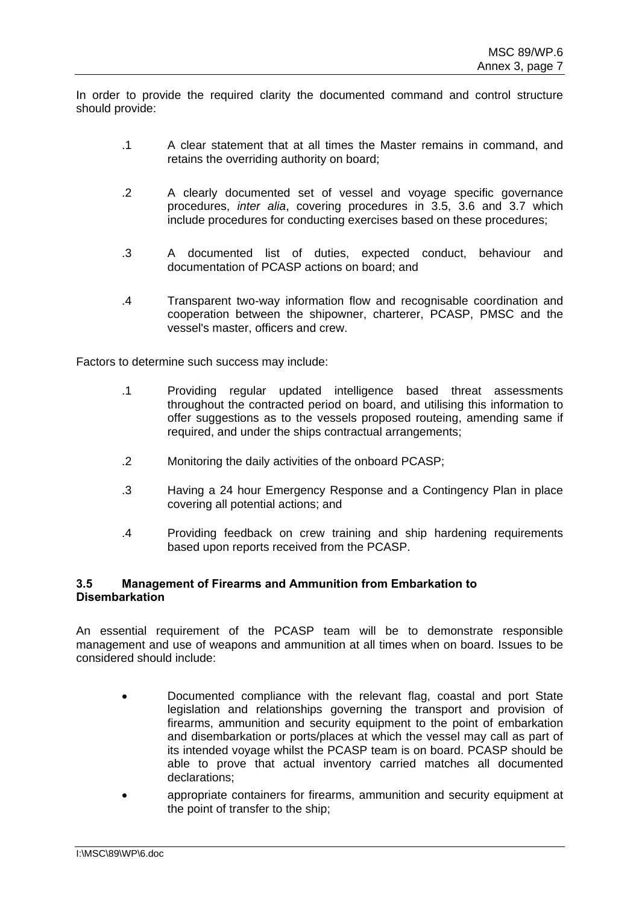In order to provide the required clarity the documented command and control structure should provide:

.1 A clear statement that at all times the Master remains in command, and retains the overriding authority on board;

.2 A clearly documented set of vessel and voyage specific governance procedures, *inter alia*, covering procedures in 3.5, 3.6 and 3.7 which include procedures for conducting exercises based on these procedures;

.3 A documented list of duties, expected conduct, behaviour and documentation of PCASP actions on board; and

.4 Transparent two-way information flow and recognisable coordination and cooperation between the shipowner, charterer, PCASP, PMSC and the vessel's master, officers and crew.

Factors to determine such success may include:

.1 Providing regular updated intelligence based threat assessments throughout the contracted period on board, and utilising this information to offer suggestions as to the vessels proposed routeing, amending same if required, and under the ships contractual arrangements;

.2 Monitoring the daily activities of the onboard PCASP;

.3 Having a 24 hour Emergency Response and a Contingency Plan in place covering all potential actions; and

.4 Providing feedback on crew training and ship hardening requirements based upon reports received from the PCASP.

### 3.5 Management of Firearms and Ammunition from Embarkation to Disembarkation

An essential requirement of the PCASP team will be to demonstrate responsible management and use of weapons and ammunition at all times when on board. Issues to be considered should include:

- Documented compliance with the relevant flag, coastal and port State legislation and relationships governing the transport and provision of firearms, ammunition and security equipment to the point of embarkation and disembarkation or ports/places at which the vessel may call as part of its intended voyage whilst the PCASP team is on board. PCASP should be able to prove that actual inventory carried matches all documented declarations;
- appropriate containers for firearms, ammunition and security equipment at the point of transfer to the ship;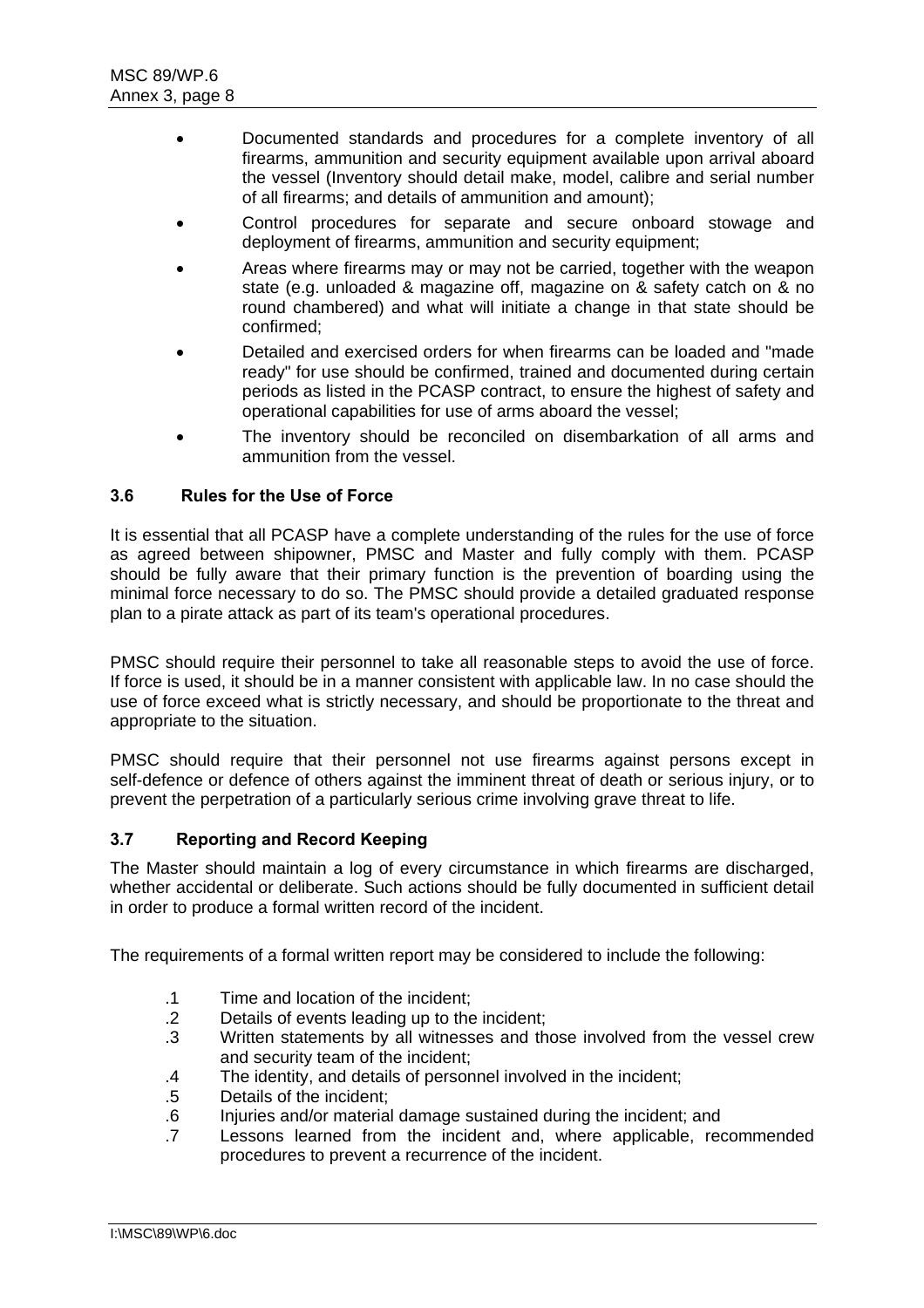- Documented standards and procedures for a complete inventory of all firearms, ammunition and security equipment available upon arrival aboard the vessel (Inventory should detail make, model, calibre and serial number of all firearms; and details of ammunition and amount);
- Control procedures for separate and secure onboard stowage and deployment of firearms, ammunition and security equipment;
- Areas where firearms may or may not be carried, together with the weapon state (e.g. unloaded & magazine off, magazine on & safety catch on & no round chambered) and what will initiate a change in that state should be confirmed;
- Detailed and exercised orders for when firearms can be loaded and "made ready" for use should be confirmed, trained and documented during certain periods as listed in the PCASP contract, to ensure the highest of safety and operational capabilities for use of arms aboard the vessel;
- The inventory should be reconciled on disembarkation of all arms and ammunition from the vessel.

### 3.6 Rules for the Use of Force

It is essential that all PCASP have a complete understanding of the rules for the use of force as agreed between shipowner, PMSC and Master and fully comply with them. PCASP should be fully aware that their primary function is the prevention of boarding using the minimal force necessary to do so. The PMSC should provide a detailed graduated response plan to a pirate attack as part of its team's operational procedures.

PMSC should require their personnel to take all reasonable steps to avoid the use of force. If force is used, it should be in a manner consistent with applicable law. In no case should the use of force exceed what is strictly necessary, and should be proportionate to the threat and appropriate to the situation.

PMSC should require that their personnel not use firearms against persons except in self-defence or defence of others against the imminent threat of death or serious injury, or to prevent the perpetration of a particularly serious crime involving grave threat to life.

### 3.7 Reporting and Record Keeping

The Master should maintain a log of every circumstance in which firearms are discharged, whether accidental or deliberate. Such actions should be fully documented in sufficient detail in order to produce a formal written record of the incident.

The requirements of a formal written report may be considered to include the following:

.1 Time and location of the incident;

.2 Details of events leading up to the incident;

.3 Written statements by all witnesses and those involved from the vessel crew and security team of the incident;

.4 The identity, and details of personnel involved in the incident;

.5 Details of the incident;

.6 Injuries and/or material damage sustained during the incident; and

.7 Lessons learned from the incident and, where applicable, recommended procedures to prevent a recurrence of the incident.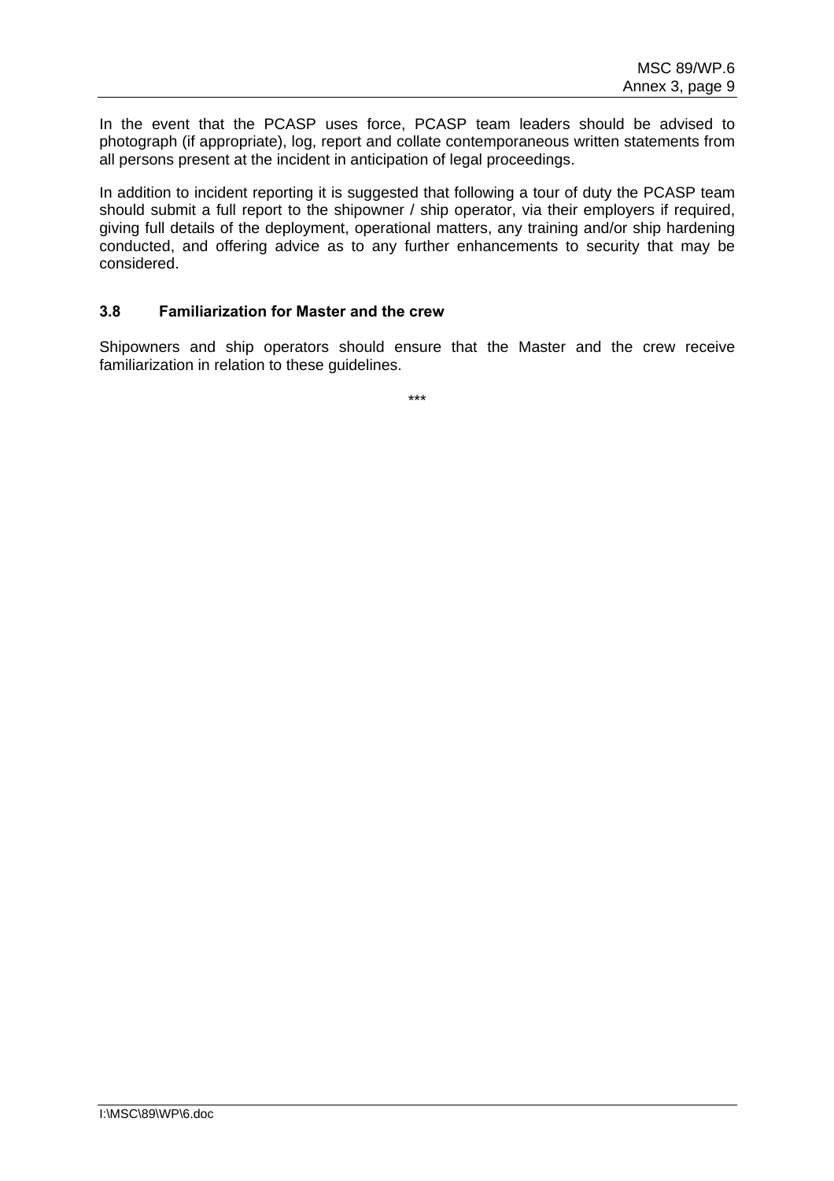In the event that the PCASP uses force, PCASP team leaders should be advised to photograph (if appropriate), log, report and collate contemporaneous written statements from all persons present at the incident in anticipation of legal proceedings.

In addition to incident reporting it is suggested that following a tour of duty the PCASP team should submit a full report to the shipowner / ship operator, via their employers if required, giving full details of the deployment, operational matters, any training and/or ship hardening conducted, and offering advice as to any further enhancements to security that may be considered.

### 3.8 Familiarization for Master and the crew

Shipowners and ship operators should ensure that the Master and the crew receive familiarization in relation to these guidelines.

***